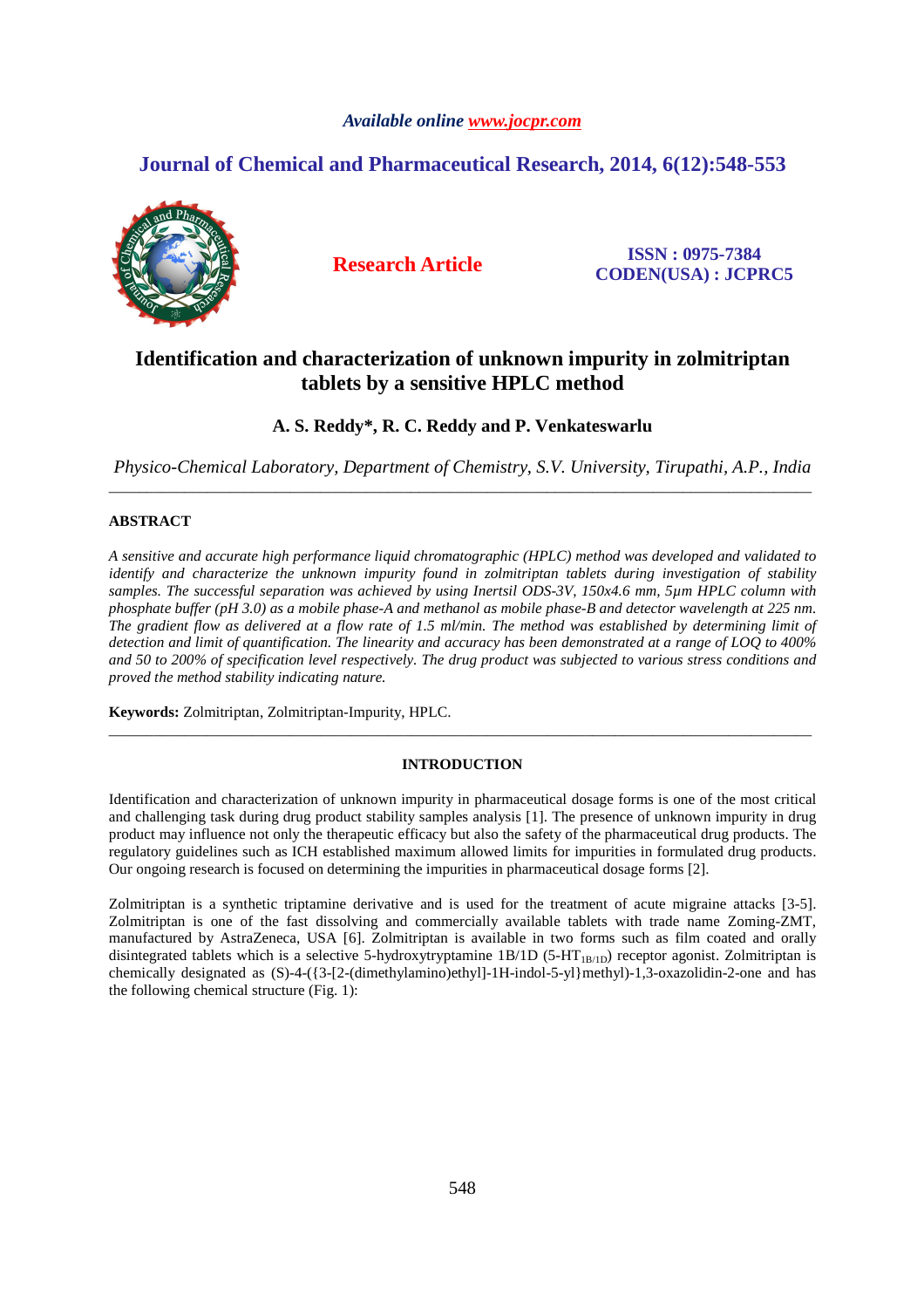# Identification and characterization of unknown impurity in zolmitriptan tablets by a sensitive HPLC method

**A. S. Reddy\*, R. C. Reddy and P. Venkateswarlu**

*Physico-Chemical Laboratory, Department of Chemistry, S.V. University, Tirupathi, A.P., India*

---

## ABSTRACT

*A sensitive and accurate high performance liquid chromatographic (HPLC) method was developed and validated to identify and characterize the unknown impurity found in zolmitriptan tablets during investigation of stability samples. The successful separation was achieved by using Inertsil ODS-3V, 150x4.6 mm, 5μm HPLC column with phosphate buffer (pH 3.0) as a mobile phase-A and methanol as mobile phase-B and detector wavelength at 225 nm. The gradient flow as delivered at a flow rate of 1.5 ml/min. The method was established by determining limit of detection and limit of quantification. The linearity and accuracy has been demonstrated at a range of LOQ to 400% and 50 to 200% of specification level respectively. The drug product was subjected to various stress conditions and proved the method stability indicating nature.*

**Keywords:** Zolmitriptan, Zolmitriptan-Impurity, HPLC.

---

## INTRODUCTION

Identification and characterization of unknown impurity in pharmaceutical dosage forms is one of the most critical and challenging task during drug product stability samples analysis [1]. The presence of unknown impurity in drug product may influence not only the therapeutic efficacy but also the safety of the pharmaceutical drug products. The regulatory guidelines such as ICH established maximum allowed limits for impurities in formulated drug products. Our ongoing research is focused on determining the impurities in pharmaceutical dosage forms [2].

Zolmitriptan is a synthetic triptamine derivative and is used for the treatment of acute migraine attacks [3-5]. Zolmitriptan is one of the fast dissolving and commercially available tablets with trade name Zoming-ZMT, manufactured by AstraZeneca, USA [6]. Zolmitriptan is available in two forms such as film coated and orally disintegrated tablets which is a selective 5-hydroxytryptamine 1B/1D (5-$HT_{1B/1D}$) receptor agonist. Zolmitriptan is chemically designated as (S)-4-({3-[2-(dimethylamino)ethyl]-1H-indol-5-yl}methyl)-1,3-oxazolidin-2-one and has the following chemical structure (Fig. 1):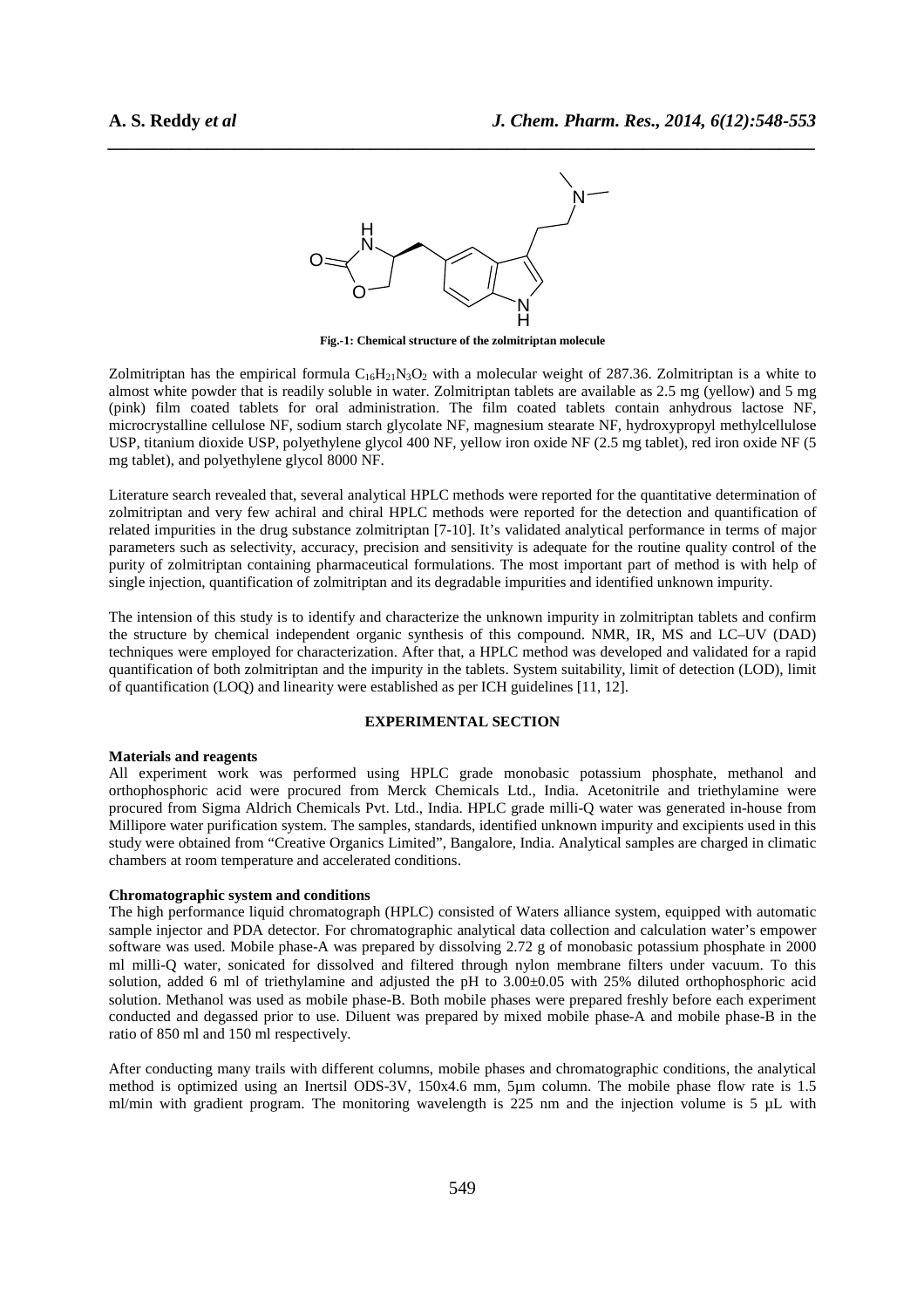**Fig.-1: Chemical structure of the zolmitriptan molecule**

Zolmitriptan has the empirical formula $C_{16}H_{21}N_3O_2$ with a molecular weight of 287.36. Zolmitriptan is a white to almost white powder that is readily soluble in water. Zolmitriptan tablets are available as 2.5 mg (yellow) and 5 mg (pink) film coated tablets for oral administration. The film coated tablets contain anhydrous lactose NF, microcrystalline cellulose NF, sodium starch glycolate NF, magnesium stearate NF, hydroxypropyl methylcellulose USP, titanium dioxide USP, polyethylene glycol 400 NF, yellow iron oxide NF (2.5 mg tablet), red iron oxide NF (5 mg tablet), and polyethylene glycol 8000 NF.

Literature search revealed that, several analytical HPLC methods were reported for the quantitative determination of zolmitriptan and very few achiral and chiral HPLC methods were reported for the detection and quantification of related impurities in the drug substance zolmitriptan [7-10]. It's validated analytical performance in terms of major parameters such as selectivity, accuracy, precision and sensitivity is adequate for the routine quality control of the purity of zolmitriptan containing pharmaceutical formulations. The most important part of method is with help of single injection, quantification of zolmitriptan and its degradable impurities and identified unknown impurity.

The intension of this study is to identify and characterize the unknown impurity in zolmitriptan tablets and confirm the structure by chemical independent organic synthesis of this compound. NMR, IR, MS and LC–UV (DAD) techniques were employed for characterization. After that, a HPLC method was developed and validated for a rapid quantification of both zolmitriptan and the impurity in the tablets. System suitability, limit of detection (LOD), limit of quantification (LOQ) and linearity were established as per ICH guidelines [11, 12].

## EXPERIMENTAL SECTION

**Materials and reagents**

All experiment work was performed using HPLC grade monobasic potassium phosphate, methanol and orthophosphoric acid were procured from Merck Chemicals Ltd., India. Acetonitrile and triethylamine were procured from Sigma Aldrich Chemicals Pvt. Ltd., India. HPLC grade milli-Q water was generated in-house from Millipore water purification system. The samples, standards, identified unknown impurity and excipients used in this study were obtained from "Creative Organics Limited", Bangalore, India. Analytical samples are charged in climatic chambers at room temperature and accelerated conditions.

**Chromatographic system and conditions**

The high performance liquid chromatograph (HPLC) consisted of Waters alliance system, equipped with automatic sample injector and PDA detector. For chromatographic analytical data collection and calculation water's empower software was used. Mobile phase-A was prepared by dissolving 2.72 g of monobasic potassium phosphate in 2000 ml milli-Q water, sonicated for dissolved and filtered through nylon membrane filters under vacuum. To this solution, added 6 ml of triethylamine and adjusted the pH to 3.00±0.05 with 25% diluted orthophosphoric acid solution. Methanol was used as mobile phase-B. Both mobile phases were prepared freshly before each experiment conducted and degassed prior to use. Diluent was prepared by mixed mobile phase-A and mobile phase-B in the ratio of 850 ml and 150 ml respectively.

After conducting many trails with different columns, mobile phases and chromatographic conditions, the analytical method is optimized using an Inertsil ODS-3V, 150x4.6 mm, 5µm column. The mobile phase flow rate is 1.5 ml/min with gradient program. The monitoring wavelength is 225 nm and the injection volume is 5 µL with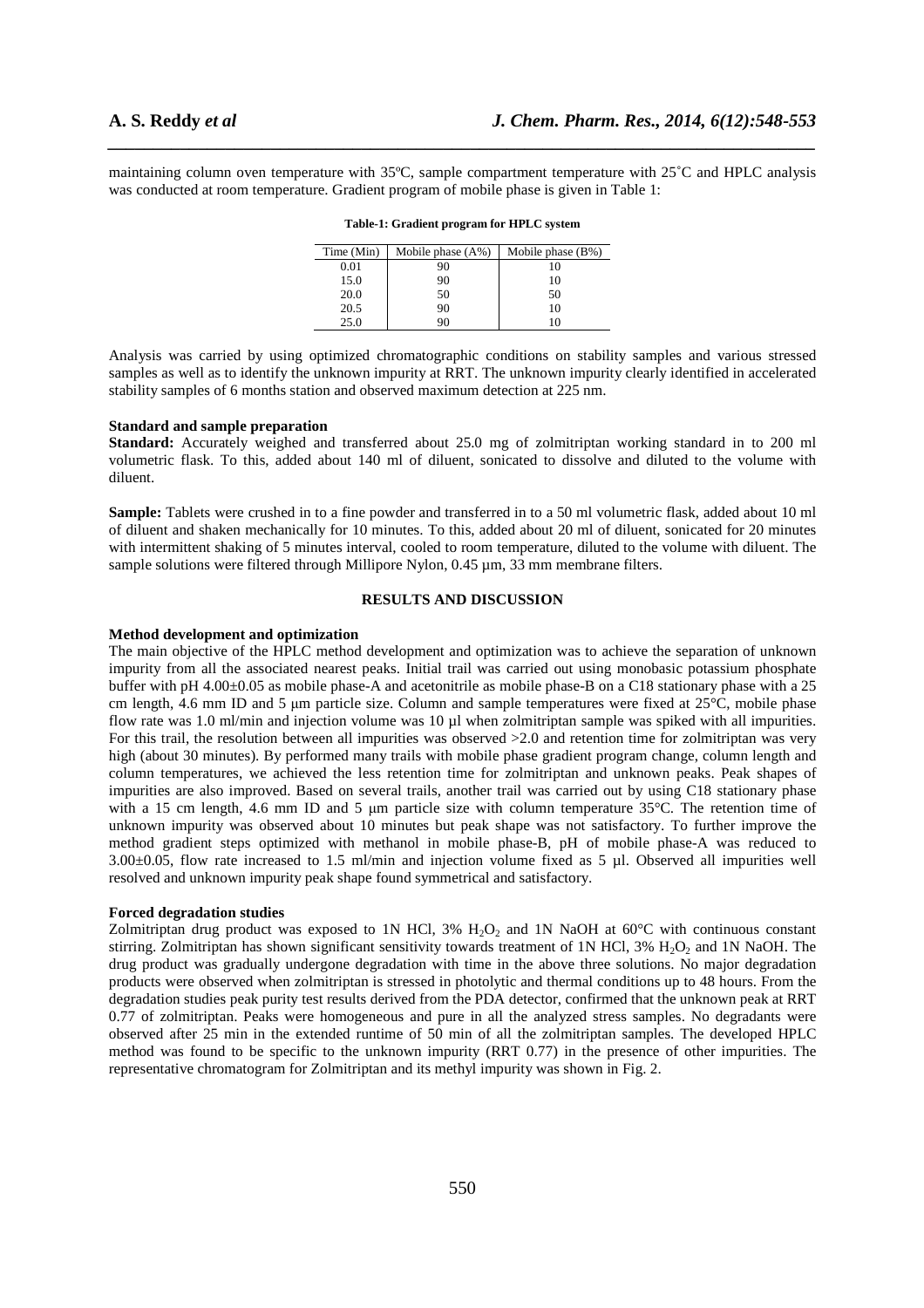maintaining column oven temperature with 35ºC, sample compartment temperature with 25˚C and HPLC analysis was conducted at room temperature. Gradient program of mobile phase is given in Table 1:

**Table-1: Gradient program for HPLC system**

| Time (Min) | Mobile phase (A%) | Mobile phase (B%) |
|---|---|---|
| 0.01 | 90 | 10 |
| 15.0 | 90 | 10 |
| 20.0 | 50 | 50 |
| 20.5 | 90 | 10 |
| 25.0 | 90 | 10 |

Analysis was carried by using optimized chromatographic conditions on stability samples and various stressed samples as well as to identify the unknown impurity at RRT. The unknown impurity clearly identified in accelerated stability samples of 6 months station and observed maximum detection at 225 nm.

### Standard and sample preparation

**Standard:** Accurately weighed and transferred about 25.0 mg of zolmitriptan working standard in to 200 ml volumetric flask. To this, added about 140 ml of diluent, sonicated to dissolve and diluted to the volume with diluent.

**Sample:** Tablets were crushed in to a fine powder and transferred in to a 50 ml volumetric flask, added about 10 ml of diluent and shaken mechanically for 10 minutes. To this, added about 20 ml of diluent, sonicated for 20 minutes with intermittent shaking of 5 minutes interval, cooled to room temperature, diluted to the volume with diluent. The sample solutions were filtered through Millipore Nylon, 0.45 µm, 33 mm membrane filters.

## RESULTS AND DISCUSSION

### Method development and optimization

The main objective of the HPLC method development and optimization was to achieve the separation of unknown impurity from all the associated nearest peaks. Initial trail was carried out using monobasic potassium phosphate buffer with pH 4.00±0.05 as mobile phase-A and acetonitrile as mobile phase-B on a C18 stationary phase with a 25 cm length, 4.6 mm ID and 5 µm particle size. Column and sample temperatures were fixed at 25°C, mobile phase flow rate was 1.0 ml/min and injection volume was 10 µl when zolmitriptan sample was spiked with all impurities. For this trail, the resolution between all impurities was observed >2.0 and retention time for zolmitriptan was very high (about 30 minutes). By performed many trails with mobile phase gradient program change, column length and column temperatures, we achieved the less retention time for zolmitriptan and unknown peaks. Peak shapes of impurities are also improved. Based on several trails, another trail was carried out by using C18 stationary phase with a 15 cm length, 4.6 mm ID and 5 µm particle size with column temperature 35°C. The retention time of unknown impurity was observed about 10 minutes but peak shape was not satisfactory. To further improve the method gradient steps optimized with methanol in mobile phase-B, pH of mobile phase-A was reduced to 3.00±0.05, flow rate increased to 1.5 ml/min and injection volume fixed as 5 µl. Observed all impurities well resolved and unknown impurity peak shape found symmetrical and satisfactory.

### Forced degradation studies

Zolmitriptan drug product was exposed to 1N HCl, 3% $H_2O_2$ and 1N NaOH at 60°C with continuous constant stirring. Zolmitriptan has shown significant sensitivity towards treatment of 1N HCl, 3% $H_2O_2$ and 1N NaOH. The drug product was gradually undergone degradation with time in the above three solutions. No major degradation products were observed when zolmitriptan is stressed in photolytic and thermal conditions up to 48 hours. From the degradation studies peak purity test results derived from the PDA detector, confirmed that the unknown peak at RRT 0.77 of zolmitriptan. Peaks were homogeneous and pure in all the analyzed stress samples. No degradants were observed after 25 min in the extended runtime of 50 min of all the zolmitriptan samples. The developed HPLC method was found to be specific to the unknown impurity (RRT 0.77) in the presence of other impurities. The representative chromatogram for Zolmitriptan and its methyl impurity was shown in Fig. 2.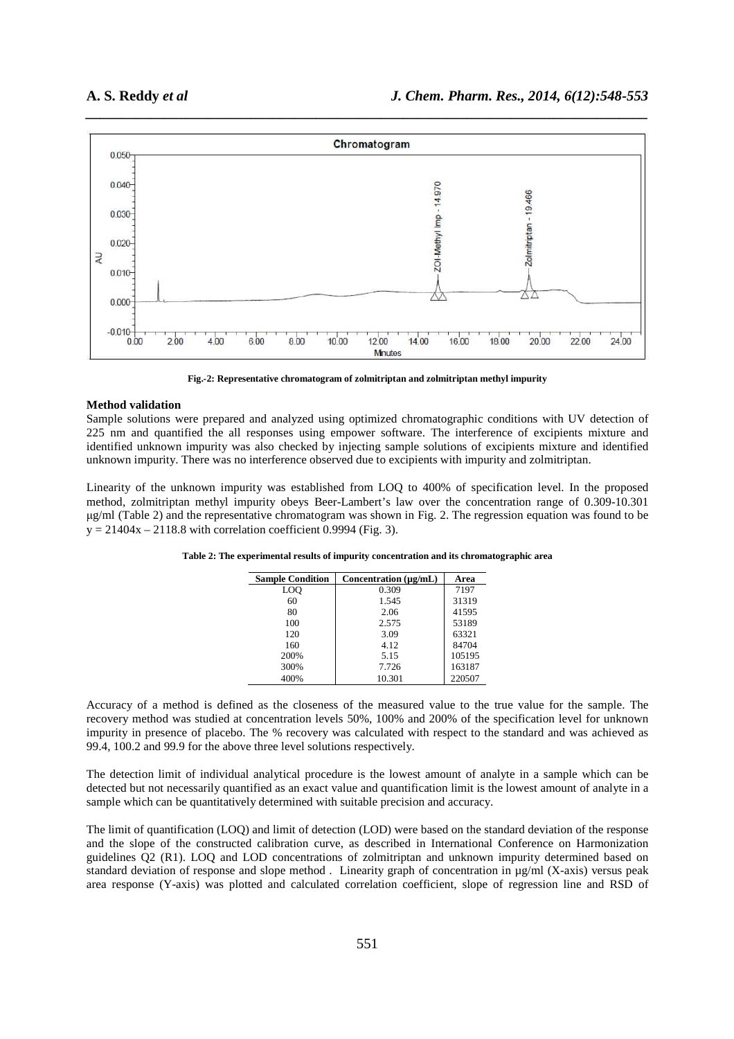Fig.-2: Representative chromatogram of zolmitriptan and zolmitriptan methyl impurity

**Method validation**

Sample solutions were prepared and analyzed using optimized chromatographic conditions with UV detection of 225 nm and quantified the all responses using empower software. The interference of excipients mixture and identified unknown impurity was also checked by injecting sample solutions of excipients mixture and identified unknown impurity. There was no interference observed due to excipients with impurity and zolmitriptan.

Linearity of the unknown impurity was established from LOQ to 400% of specification level. In the proposed method, zolmitriptan methyl impurity obeys Beer-Lambert's law over the concentration range of 0.309-10.301 μg/ml (Table 2) and the representative chromatogram was shown in Fig. 2. The regression equation was found to be $y = 21404x – 2118.8$ with correlation coefficient 0.9994 (Fig. 3).

**Table 2: The experimental results of impurity concentration and its chromatographic area**

| Sample Condition | Concentration (μg/mL) | Area |
|---|---|---|
| LOQ | 0.309 | 7197 |
| 60 | 1.545 | 31319 |
| 80 | 2.06 | 41595 |
| 100 | 2.575 | 53189 |
| 120 | 3.09 | 63321 |
| 160 | 4.12 | 84704 |
| 200% | 5.15 | 105195 |
| 300% | 7.726 | 163187 |
| 400% | 10.301 | 220507 |

Accuracy of a method is defined as the closeness of the measured value to the true value for the sample. The recovery method was studied at concentration levels 50%, 100% and 200% of the specification level for unknown impurity in presence of placebo. The % recovery was calculated with respect to the standard and was achieved as 99.4, 100.2 and 99.9 for the above three level solutions respectively.

The detection limit of individual analytical procedure is the lowest amount of analyte in a sample which can be detected but not necessarily quantified as an exact value and quantification limit is the lowest amount of analyte in a sample which can be quantitatively determined with suitable precision and accuracy.

The limit of quantification (LOQ) and limit of detection (LOD) were based on the standard deviation of the response and the slope of the constructed calibration curve, as described in International Conference on Harmonization guidelines Q2 (R1). LOQ and LOD concentrations of zolmitriptan and unknown impurity determined based on standard deviation of response and slope method . Linearity graph of concentration in µg/ml (X-axis) versus peak area response (Y-axis) was plotted and calculated correlation coefficient, slope of regression line and RSD of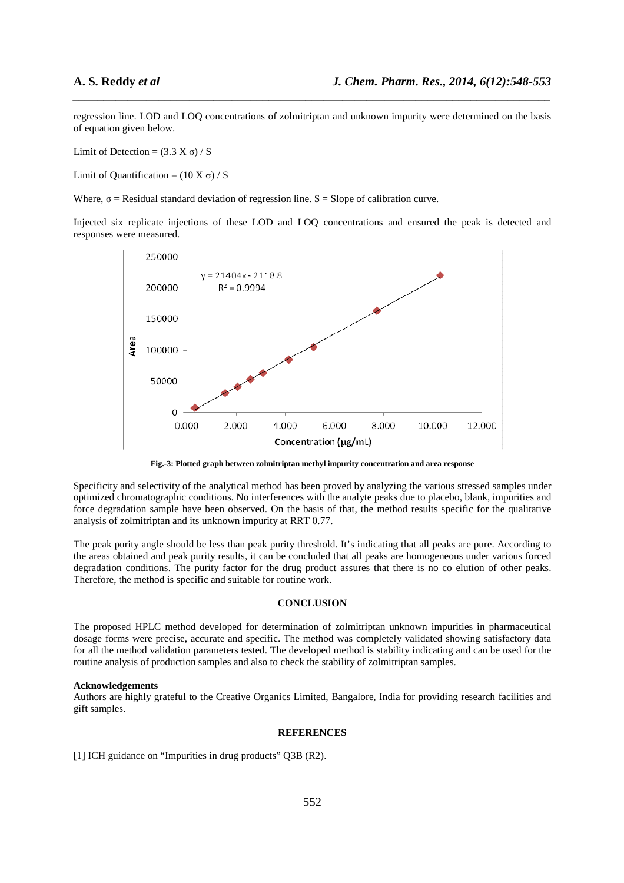regression line. LOD and LOQ concentrations of zolmitriptan and unknown impurity were determined on the basis of equation given below.

Limit of Detection = $(3.3 \times \sigma) / S$

Limit of Quantification = $(10 \times \sigma) / S$

Where, $\sigma$ = Residual standard deviation of regression line. S = Slope of calibration curve.

Injected six replicate injections of these LOD and LOQ concentrations and ensured the peak is detected and responses were measured.

**Fig.-3: Plotted graph between zolmitriptan methyl impurity concentration and area response**

Specificity and selectivity of the analytical method has been proved by analyzing the various stressed samples under optimized chromatographic conditions. No interferences with the analyte peaks due to placebo, blank, impurities and force degradation sample have been observed. On the basis of that, the method results specific for the qualitative analysis of zolmitriptan and its unknown impurity at RRT 0.77.

The peak purity angle should be less than peak purity threshold. It's indicating that all peaks are pure. According to the areas obtained and peak purity results, it can be concluded that all peaks are homogeneous under various forced degradation conditions. The purity factor for the drug product assures that there is no co elution of other peaks. Therefore, the method is specific and suitable for routine work.

## CONCLUSION

The proposed HPLC method developed for determination of zolmitriptan unknown impurities in pharmaceutical dosage forms were precise, accurate and specific. The method was completely validated showing satisfactory data for all the method validation parameters tested. The developed method is stability indicating and can be used for the routine analysis of production samples and also to check the stability of zolmitriptan samples.

**Acknowledgements**

Authors are highly grateful to the Creative Organics Limited, Bangalore, India for providing research facilities and gift samples.

## REFERENCES

[1] ICH guidance on "Impurities in drug products" Q3B (R2).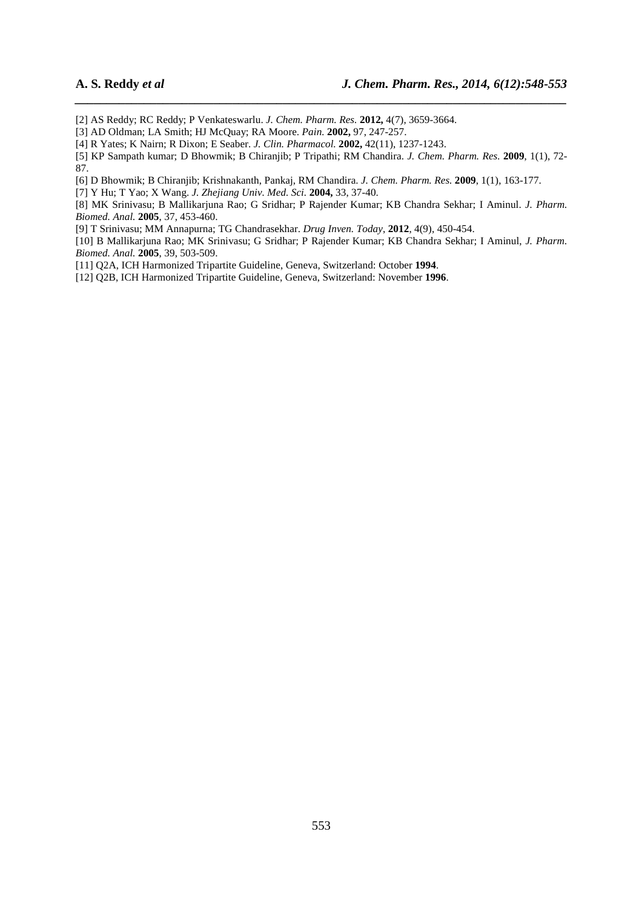[2] AS Reddy; RC Reddy; P Venkateswarlu. *J. Chem. Pharm. Res.* **2012,** 4(7), 3659-3664.

[3] AD Oldman; LA Smith; HJ McQuay; RA Moore. *Pain.* **2002,** 97, 247-257.

[4] R Yates; K Nairn; R Dixon; E Seaber. *J. Clin. Pharmacol.* **2002,** 42(11), 1237-1243.

[5] KP Sampath kumar; D Bhowmik; B Chiranjib; P Tripathi; RM Chandira. *J. Chem. Pharm. Res.* **2009**, 1(1), 72-87.

[6] D Bhowmik; B Chiranjib; Krishnakanth, Pankaj, RM Chandira. *J. Chem. Pharm. Res.* **2009**, 1(1), 163-177.

[7] Y Hu; T Yao; X Wang. *J. Zhejiang Univ. Med. Sci.* **2004,** 33, 37-40.

[8] MK Srinivasu; B Mallikarjuna Rao; G Sridhar; P Rajender Kumar; KB Chandra Sekhar; I Aminul. *J. Pharm. Biomed. Anal.* **2005**, 37, 453-460.

[9] T Srinivasu; MM Annapurna; TG Chandrasekhar. *Drug Inven. Today*, **2012**, 4(9), 450-454.

[10] B Mallikarjuna Rao; MK Srinivasu; G Sridhar; P Rajender Kumar; KB Chandra Sekhar; I Aminul, *J. Pharm. Biomed. Anal.* **2005**, 39, 503-509.

[11] Q2A, ICH Harmonized Tripartite Guideline, Geneva, Switzerland: October **1994**.

[12] Q2B, ICH Harmonized Tripartite Guideline, Geneva, Switzerland: November **1996**.